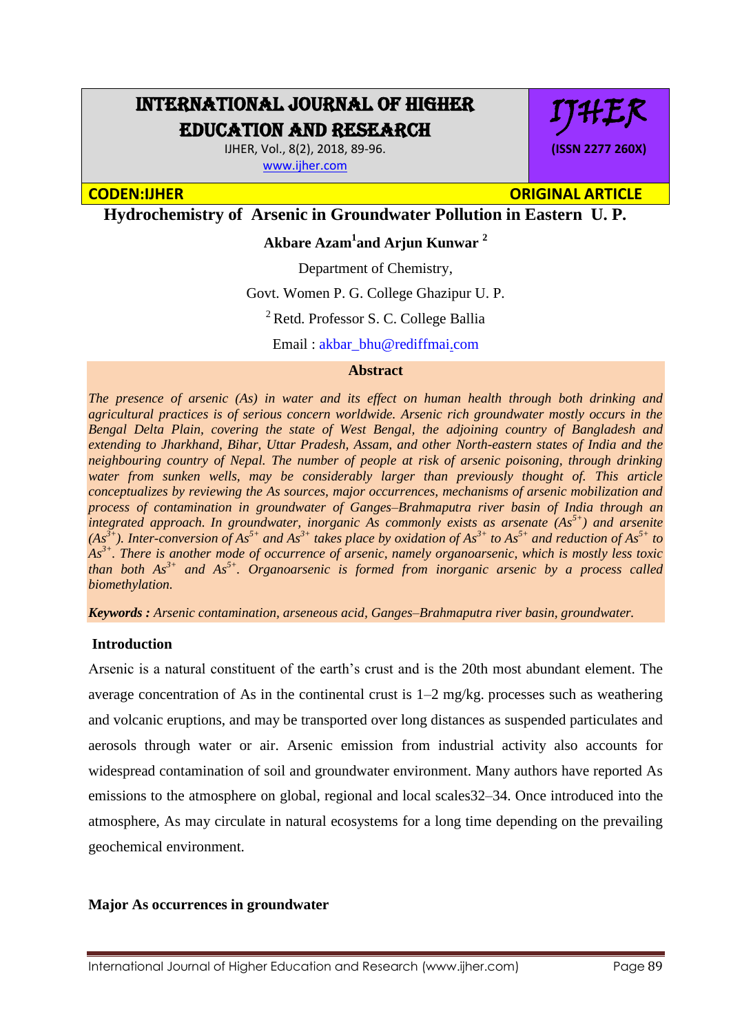# INTERNATIONAL JOURNAL OF HIGHER EDUCATION AND RESEARCH

IJHER, Vol., 8(2), 2018, 89-96.

www.ijher.com

**IJHER**

**(ISSN 2277 260X)**

**CODEN:IJHER** **ORIGINAL ARTICLE**

## Hydrochemistry of Arsenic in Groundwater Pollution in Eastern U. P.

**Akbare Azam[1] and Arjun Kunwar [2]**

Department of Chemistry,

Govt. Women P. G. College Ghazipur U. P.

[2] Retd. Professor S. C. College Ballia

Email : akbar_bhu@rediffmai.com

### Abstract

*The presence of arsenic (As) in water and its effect on human health through both drinking and agricultural practices is of serious concern worldwide. Arsenic rich groundwater mostly occurs in the Bengal Delta Plain, covering the state of West Bengal, the adjoining country of Bangladesh and extending to Jharkhand, Bihar, Uttar Pradesh, Assam, and other North-eastern states of India and the neighbouring country of Nepal. The number of people at risk of arsenic poisoning, through drinking water from sunken wells, may be considerably larger than previously thought of. This article conceptualizes by reviewing the As sources, major occurrences, mechanisms of arsenic mobilization and process of contamination in groundwater of Ganges–Brahmaputra river basin of India through an integrated approach. In groundwater, inorganic As commonly exists as arsenate ($As^{5+}$) and arsenite ($As^{3+}$). Inter-conversion of $As^{5+}$ and $As^{3+}$ takes place by oxidation of $As^{3+}$ to $As^{5+}$ and reduction of $As^{5+}$ to $As^{3+}$. There is another mode of occurrence of arsenic, namely organoarsenic, which is mostly less toxic than both $As^{3+}$ and $As^{5+}$. Organoarsenic is formed from inorganic arsenic by a process called biomethylation.*

***Keywords :*** *Arsenic contamination, arseneous acid, Ganges–Brahmaputra river basin, groundwater.*

### Introduction

Arsenic is a natural constituent of the earth's crust and is the 20th most abundant element. The average concentration of As in the continental crust is 1–2 mg/kg. processes such as weathering and volcanic eruptions, and may be transported over long distances as suspended particulates and aerosols through water or air. Arsenic emission from industrial activity also accounts for widespread contamination of soil and groundwater environment. Many authors have reported As emissions to the atmosphere on global, regional and local scales32–34. Once introduced into the atmosphere, As may circulate in natural ecosystems for a long time depending on the prevailing geochemical environment.

### Major As occurrences in groundwater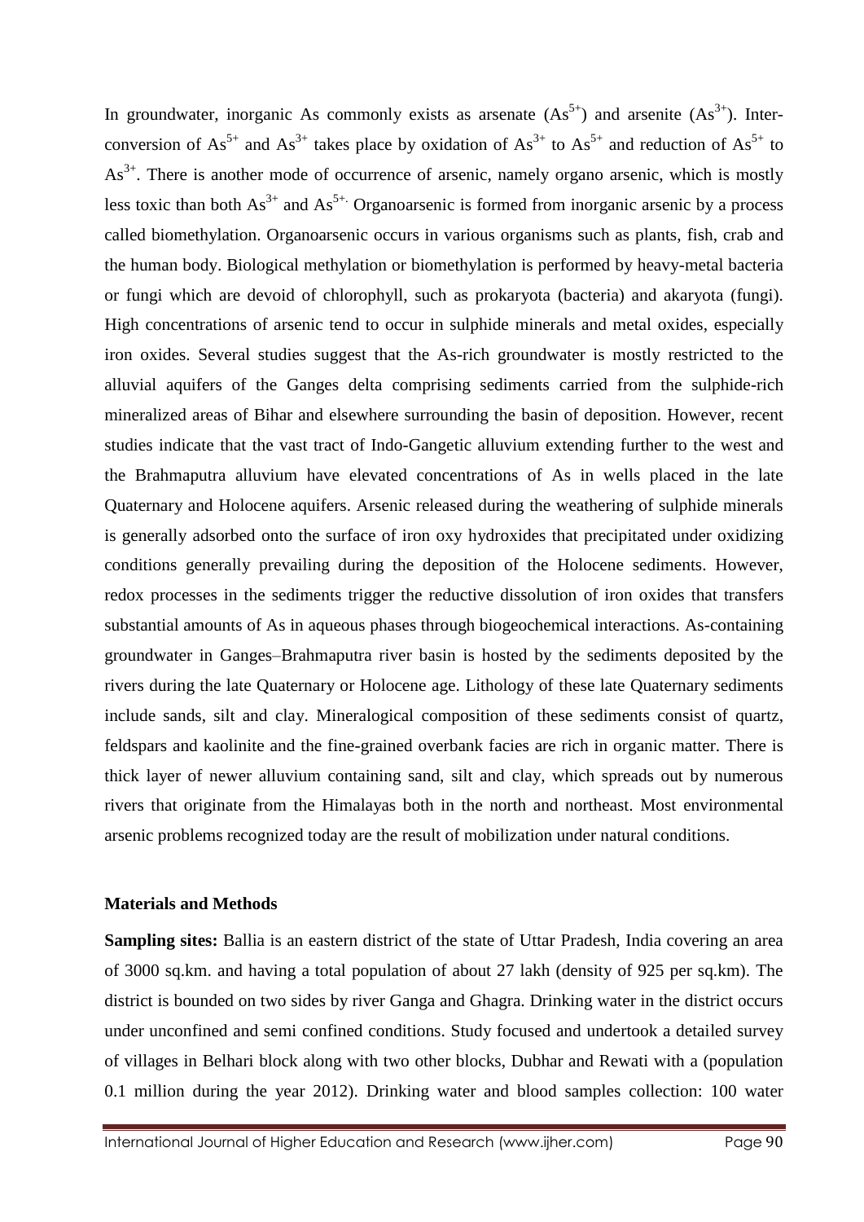In groundwater, inorganic As commonly exists as arsenate ($As^{5+}$) and arsenite ($As^{3+}$). Inter-conversion of $As^{5+}$ and $As^{3+}$ takes place by oxidation of $As^{3+}$ to $As^{5+}$ and reduction of $As^{5+}$ to $As^{3+}$. There is another mode of occurrence of arsenic, namely organo arsenic, which is mostly less toxic than both $As^{3+}$ and $As^{5+.}$ Organoarsenic is formed from inorganic arsenic by a process called biomethylation. Organoarsenic occurs in various organisms such as plants, fish, crab and the human body. Biological methylation or biomethylation is performed by heavy-metal bacteria or fungi which are devoid of chlorophyll, such as prokaryota (bacteria) and akaryota (fungi). High concentrations of arsenic tend to occur in sulphide minerals and metal oxides, especially iron oxides. Several studies suggest that the As-rich groundwater is mostly restricted to the alluvial aquifers of the Ganges delta comprising sediments carried from the sulphide-rich mineralized areas of Bihar and elsewhere surrounding the basin of deposition. However, recent studies indicate that the vast tract of Indo-Gangetic alluvium extending further to the west and the Brahmaputra alluvium have elevated concentrations of As in wells placed in the late Quaternary and Holocene aquifers. Arsenic released during the weathering of sulphide minerals is generally adsorbed onto the surface of iron oxy hydroxides that precipitated under oxidizing conditions generally prevailing during the deposition of the Holocene sediments. However, redox processes in the sediments trigger the reductive dissolution of iron oxides that transfers substantial amounts of As in aqueous phases through biogeochemical interactions. As-containing groundwater in Ganges–Brahmaputra river basin is hosted by the sediments deposited by the rivers during the late Quaternary or Holocene age. Lithology of these late Quaternary sediments include sands, silt and clay. Mineralogical composition of these sediments consist of quartz, feldspars and kaolinite and the fine-grained overbank facies are rich in organic matter. There is thick layer of newer alluvium containing sand, silt and clay, which spreads out by numerous rivers that originate from the Himalayas both in the north and northeast. Most environmental arsenic problems recognized today are the result of mobilization under natural conditions.

**Materials and Methods**

**Sampling sites:** Ballia is an eastern district of the state of Uttar Pradesh, India covering an area of 3000 sq.km. and having a total population of about 27 lakh (density of 925 per sq.km). The district is bounded on two sides by river Ganga and Ghagra. Drinking water in the district occurs under unconfined and semi confined conditions. Study focused and undertook a detailed survey of villages in Belhari block along with two other blocks, Dubhar and Rewati with a (population 0.1 million during the year 2012). Drinking water and blood samples collection: 100 water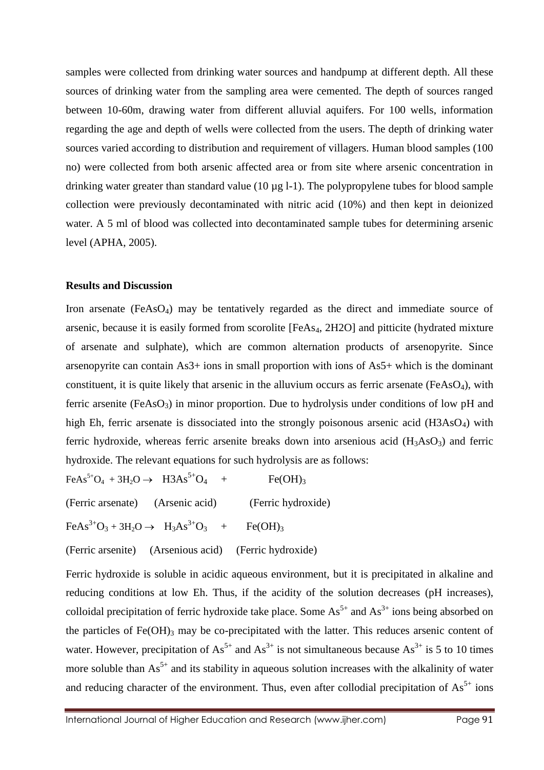samples were collected from drinking water sources and handpump at different depth. All these sources of drinking water from the sampling area were cemented. The depth of sources ranged between 10-60m, drawing water from different alluvial aquifers. For 100 wells, information regarding the age and depth of wells were collected from the users. The depth of drinking water sources varied according to distribution and requirement of villagers. Human blood samples (100 no) were collected from both arsenic affected area or from site where arsenic concentration in drinking water greater than standard value (10 µg l-1). The polypropylene tubes for blood sample collection were previously decontaminated with nitric acid (10%) and then kept in deionized water. A 5 ml of blood was collected into decontaminated sample tubes for determining arsenic level (APHA, 2005).

## Results and Discussion

Iron arsenate ($FeAsO_4$) may be tentatively regarded as the direct and immediate source of arsenic, because it is easily formed from scorolite [$FeAs_4$, 2H2O] and pitticite (hydrated mixture of arsenate and sulphate), which are common alternation products of arsenopyrite. Since arsenopyrite can contain As3+ ions in small proportion with ions of As5+ which is the dominant constituent, it is quite likely that arsenic in the alluvium occurs as ferric arsenate ($FeAsO_4$), with ferric arsenite ($FeAsO_3$) in minor proportion. Due to hydrolysis under conditions of low pH and high Eh, ferric arsenate is dissociated into the strongly poisonous arsenic acid (H3As$O_4$) with ferric hydroxide, whereas ferric arsenite breaks down into arsenious acid ($H_3AsO_3$) and ferric hydroxide. The relevant equations for such hydrolysis are as follows:

$$FeAs^{5+}O_4 + 3H_2O \rightarrow H3As^{5+}O_4 + Fe(OH)_3$$

(Ferric arsenate) (Arsenic acid) (Ferric hydroxide)

$$FeAs^{3+}O_3 + 3H_2O \rightarrow H_3As^{3+}O_3 + Fe(OH)_3$$

(Ferric arsenite) (Arsenious acid) (Ferric hydroxide)

Ferric hydroxide is soluble in acidic aqueous environment, but it is precipitated in alkaline and reducing conditions at low Eh. Thus, if the acidity of the solution decreases (pH increases), colloidal precipitation of ferric hydroxide take place. Some $As^{5+}$ and $As^{3+}$ ions being absorbed on the particles of $Fe(OH)_3$ may be co-precipitated with the latter. This reduces arsenic content of water. However, precipitation of $As^{5+}$ and $As^{3+}$ is not simultaneous because $As^{3+}$ is 5 to 10 times more soluble than $As^{5+}$ and its stability in aqueous solution increases with the alkalinity of water and reducing character of the environment. Thus, even after collodial precipitation of $As^{5+}$ ions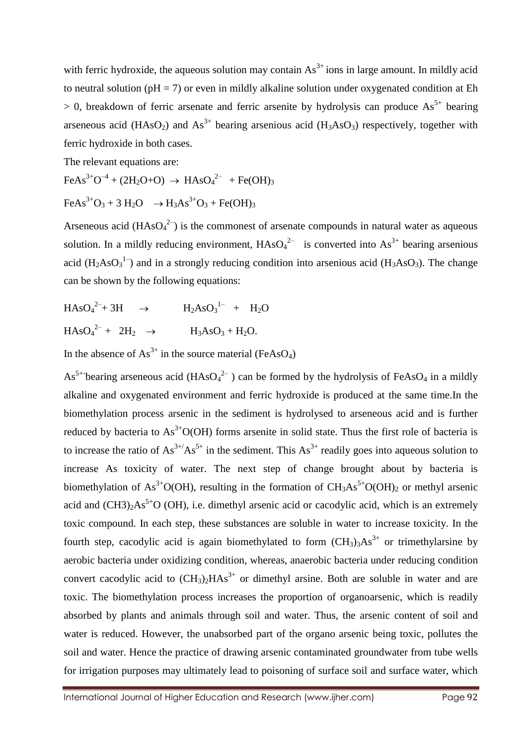with ferric hydroxide, the aqueous solution may contain $As^{3+}$ ions in large amount. In mildly acid to neutral solution (pH = 7) or even in mildly alkaline solution under oxygenated condition at Eh > 0, breakdown of ferric arsenate and ferric arsenite by hydrolysis can produce $As^{5+}$ bearing arseneous acid ($HAsO_2$) and $As^{3+}$ bearing arsenious acid ($H_3AsO_3$) respectively, together with ferric hydroxide in both cases.

The relevant equations are:

$$FeAs^{3+}O^{-4} + (2H_2O+O) \rightarrow HAsO_4^{2-} + Fe(OH)_3$$

$$FeAs^{3+}O_3 + 3\,H_2O \rightarrow H_3As^{3+}O_3 + Fe(OH)_3$$

Arseneous acid ($HAsO_4^{2-}$) is the commonest of arsenate compounds in natural water as aqueous solution. In a mildly reducing environment, $HAsO_4^{2-}$ is converted into $As^{3+}$ bearing arsenious acid ($H_2AsO_3^{1-}$) and in a strongly reducing condition into arsenious acid ($H_3AsO_3$). The change can be shown by the following equations:

$$HAsO_4^{2-} + 3H \rightarrow H_2AsO_3^{1-} + H_2O$$

$$HAsO_4^{2-} + 2H_2 \rightarrow H_3AsO_3 + H_2O.$$

In the absence of $As^{3+}$ in the source material ($FeAsO_4$)

$As^{5+}$-bearing arseneous acid ($HAsO_4^{2-}$) can be formed by the hydrolysis of $FeAsO_4$ in a mildly alkaline and oxygenated environment and ferric hydroxide is produced at the same time.In the biomethylation process arsenic in the sediment is hydrolysed to arseneous acid and is further reduced by bacteria to $As^{3+}O(OH)$ forms arsenite in solid state. Thus the first role of bacteria is to increase the ratio of $As^{3+}/As^{5+}$ in the sediment. This $As^{3+}$ readily goes into aqueous solution to increase As toxicity of water. The next step of change brought about by bacteria is biomethylation of $As^{3+}O(OH)$, resulting in the formation of $CH_3As^{5+}O(OH)_2$ or methyl arsenic acid and $(CH3)_2As^{5+}O\,(OH)$, i.e. dimethyl arsenic acid or cacodylic acid, which is an extremely toxic compound. In each step, these substances are soluble in water to increase toxicity. In the fourth step, cacodylic acid is again biomethylated to form $(CH_3)_3As^{3+}$ or trimethylarsine by aerobic bacteria under oxidizing condition, whereas, anaerobic bacteria under reducing condition convert cacodylic acid to $(CH_3)_2HAs^{3+}$ or dimethyl arsine. Both are soluble in water and are toxic. The biomethylation process increases the proportion of organoarsenic, which is readily absorbed by plants and animals through soil and water. Thus, the arsenic content of soil and water is reduced. However, the unabsorbed part of the organo arsenic being toxic, pollutes the soil and water. Hence the practice of drawing arsenic contaminated groundwater from tube wells for irrigation purposes may ultimately lead to poisoning of surface soil and surface water, which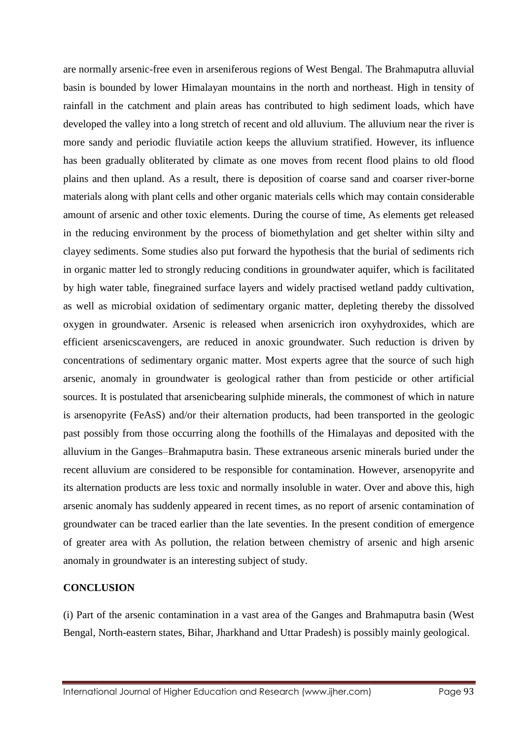are normally arsenic-free even in arseniferous regions of West Bengal. The Brahmaputra alluvial basin is bounded by lower Himalayan mountains in the north and northeast. High in tensity of rainfall in the catchment and plain areas has contributed to high sediment loads, which have developed the valley into a long stretch of recent and old alluvium. The alluvium near the river is more sandy and periodic fluviatile action keeps the alluvium stratified. However, its influence has been gradually obliterated by climate as one moves from recent flood plains to old flood plains and then upland. As a result, there is deposition of coarse sand and coarser river-borne materials along with plant cells and other organic materials cells which may contain considerable amount of arsenic and other toxic elements. During the course of time, As elements get released in the reducing environment by the process of biomethylation and get shelter within silty and clayey sediments. Some studies also put forward the hypothesis that the burial of sediments rich in organic matter led to strongly reducing conditions in groundwater aquifer, which is facilitated by high water table, finegrained surface layers and widely practised wetland paddy cultivation, as well as microbial oxidation of sedimentary organic matter, depleting thereby the dissolved oxygen in groundwater. Arsenic is released when arsenicrich iron oxyhydroxides, which are efficient arsenicscavengers, are reduced in anoxic groundwater. Such reduction is driven by concentrations of sedimentary organic matter. Most experts agree that the source of such high arsenic, anomaly in groundwater is geological rather than from pesticide or other artificial sources. It is postulated that arsenicbearing sulphide minerals, the commonest of which in nature is arsenopyrite (FeAsS) and/or their alternation products, had been transported in the geologic past possibly from those occurring along the foothills of the Himalayas and deposited with the alluvium in the Ganges–Brahmaputra basin. These extraneous arsenic minerals buried under the recent alluvium are considered to be responsible for contamination. However, arsenopyrite and its alternation products are less toxic and normally insoluble in water. Over and above this, high arsenic anomaly has suddenly appeared in recent times, as no report of arsenic contamination of groundwater can be traced earlier than the late seventies. In the present condition of emergence of greater area with As pollution, the relation between chemistry of arsenic and high arsenic anomaly in groundwater is an interesting subject of study.

## CONCLUSION

(i) Part of the arsenic contamination in a vast area of the Ganges and Brahmaputra basin (West Bengal, North-eastern states, Bihar, Jharkhand and Uttar Pradesh) is possibly mainly geological.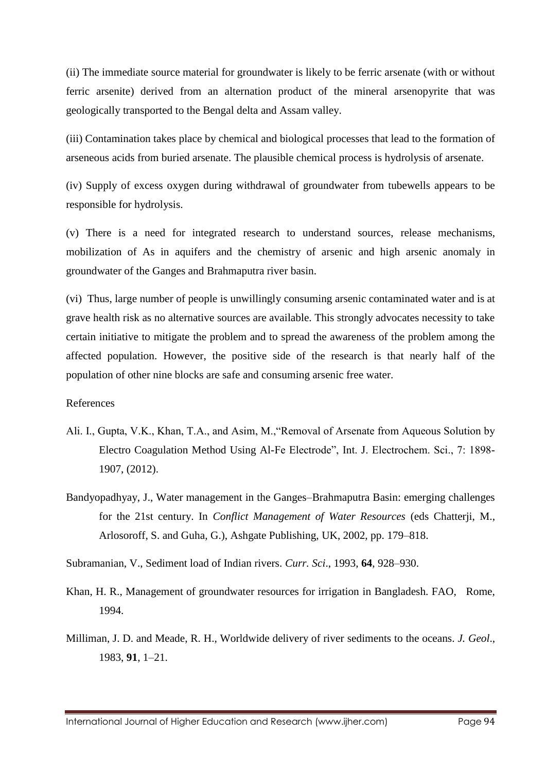(ii) The immediate source material for groundwater is likely to be ferric arsenate (with or without ferric arsenite) derived from an alternation product of the mineral arsenopyrite that was geologically transported to the Bengal delta and Assam valley.

(iii) Contamination takes place by chemical and biological processes that lead to the formation of arseneous acids from buried arsenate. The plausible chemical process is hydrolysis of arsenate.

(iv) Supply of excess oxygen during withdrawal of groundwater from tubewells appears to be responsible for hydrolysis.

(v) There is a need for integrated research to understand sources, release mechanisms, mobilization of As in aquifers and the chemistry of arsenic and high arsenic anomaly in groundwater of the Ganges and Brahmaputra river basin.

(vi) Thus, large number of people is unwillingly consuming arsenic contaminated water and is at grave health risk as no alternative sources are available. This strongly advocates necessity to take certain initiative to mitigate the problem and to spread the awareness of the problem among the affected population. However, the positive side of the research is that nearly half of the population of other nine blocks are safe and consuming arsenic free water.

References

Ali. I., Gupta, V.K., Khan, T.A., and Asim, M.,"Removal of Arsenate from Aqueous Solution by Electro Coagulation Method Using Al-Fe Electrode", Int. J. Electrochem. Sci., 7: 1898-1907, (2012).

Bandyopadhyay, J., Water management in the Ganges–Brahmaputra Basin: emerging challenges for the 21st century. In *Conflict Management of Water Resources* (eds Chatterji, M., Arlosoroff, S. and Guha, G.), Ashgate Publishing, UK, 2002, pp. 179–818.

Subramanian, V., Sediment load of Indian rivers. *Curr. Sci*., 1993, **64**, 928–930.

Khan, H. R., Management of groundwater resources for irrigation in Bangladesh. FAO, Rome, 1994.

Milliman, J. D. and Meade, R. H., Worldwide delivery of river sediments to the oceans. *J. Geol*., 1983, **91**, 1–21.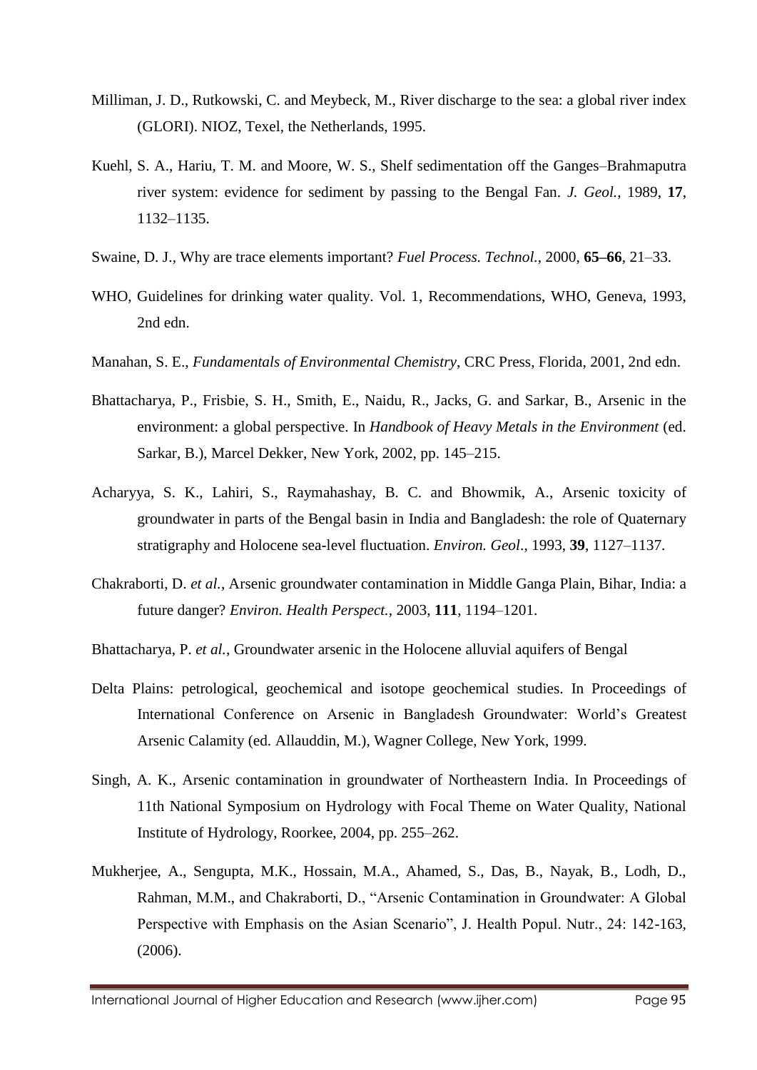Milliman, J. D., Rutkowski, C. and Meybeck, M., River discharge to the sea: a global river index (GLORI). NIOZ, Texel, the Netherlands, 1995.

Kuehl, S. A., Hariu, T. M. and Moore, W. S., Shelf sedimentation off the Ganges–Brahmaputra river system: evidence for sediment by passing to the Bengal Fan. *J. Geol.*, 1989, **17**, 1132–1135.

Swaine, D. J., Why are trace elements important? *Fuel Process. Technol.*, 2000, **65–66**, 21–33.

WHO, Guidelines for drinking water quality. Vol. 1, Recommendations, WHO, Geneva, 1993, 2nd edn.

Manahan, S. E., *Fundamentals of Environmental Chemistry*, CRC Press, Florida, 2001, 2nd edn.

Bhattacharya, P., Frisbie, S. H., Smith, E., Naidu, R., Jacks, G. and Sarkar, B., Arsenic in the environment: a global perspective. In *Handbook of Heavy Metals in the Environment* (ed. Sarkar, B.), Marcel Dekker, New York, 2002, pp. 145–215.

Acharyya, S. K., Lahiri, S., Raymahashay, B. C. and Bhowmik, A., Arsenic toxicity of groundwater in parts of the Bengal basin in India and Bangladesh: the role of Quaternary stratigraphy and Holocene sea-level fluctuation. *Environ. Geol*., 1993, **39**, 1127–1137.

Chakraborti, D. *et al.*, Arsenic groundwater contamination in Middle Ganga Plain, Bihar, India: a future danger? *Environ. Health Perspect.*, 2003, **111**, 1194–1201.

Bhattacharya, P. *et al.*, Groundwater arsenic in the Holocene alluvial aquifers of Bengal

Delta Plains: petrological, geochemical and isotope geochemical studies. In Proceedings of International Conference on Arsenic in Bangladesh Groundwater: World's Greatest Arsenic Calamity (ed. Allauddin, M.), Wagner College, New York, 1999.

Singh, A. K., Arsenic contamination in groundwater of Northeastern India. In Proceedings of 11th National Symposium on Hydrology with Focal Theme on Water Quality, National Institute of Hydrology, Roorkee, 2004, pp. 255–262.

Mukherjee, A., Sengupta, M.K., Hossain, M.A., Ahamed, S., Das, B., Nayak, B., Lodh, D., Rahman, M.M., and Chakraborti, D., "Arsenic Contamination in Groundwater: A Global Perspective with Emphasis on the Asian Scenario", J. Health Popul. Nutr., 24: 142-163, (2006).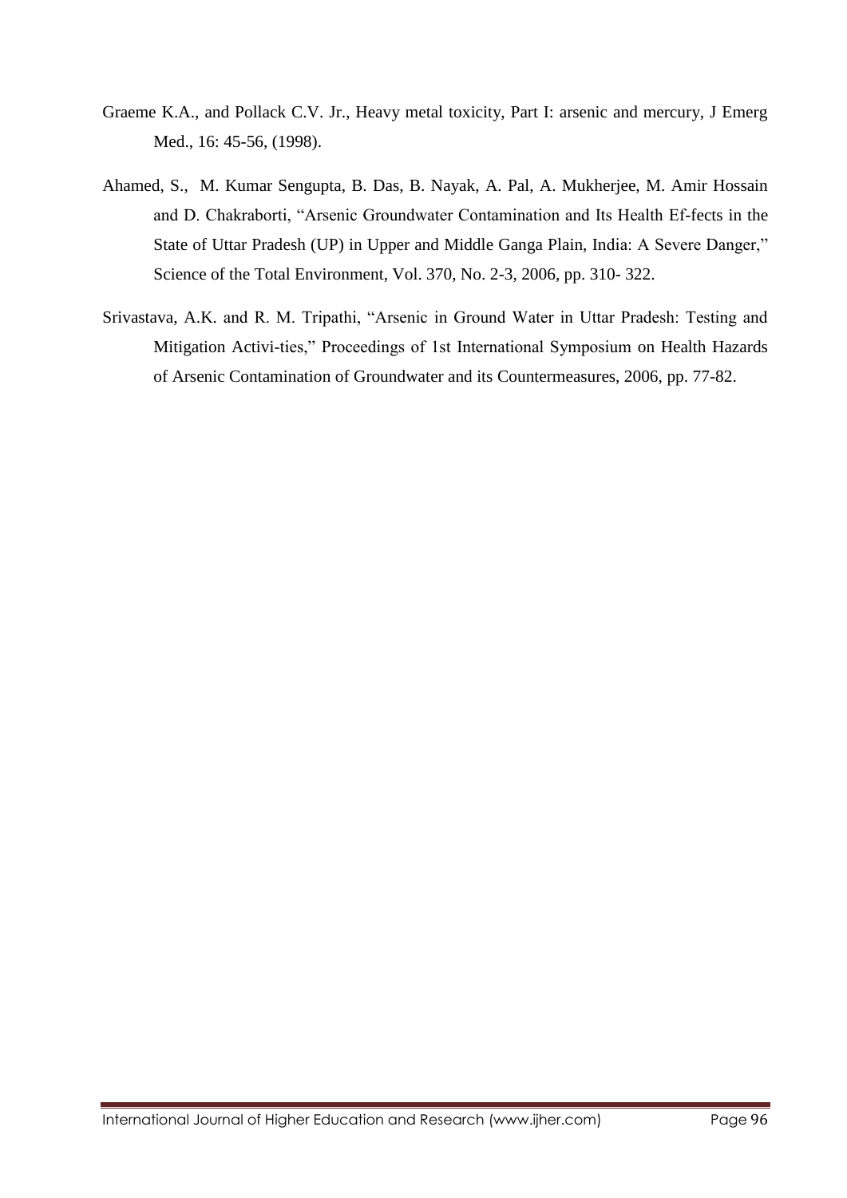Graeme K.A., and Pollack C.V. Jr., Heavy metal toxicity, Part I: arsenic and mercury, J Emerg Med., 16: 45-56, (1998).

Ahamed, S., M. Kumar Sengupta, B. Das, B. Nayak, A. Pal, A. Mukherjee, M. Amir Hossain and D. Chakraborti, "Arsenic Groundwater Contamination and Its Health Ef-fects in the State of Uttar Pradesh (UP) in Upper and Middle Ganga Plain, India: A Severe Danger," Science of the Total Environment, Vol. 370, No. 2-3, 2006, pp. 310- 322.

Srivastava, A.K. and R. M. Tripathi, "Arsenic in Ground Water in Uttar Pradesh: Testing and Mitigation Activi-ties," Proceedings of 1st International Symposium on Health Hazards of Arsenic Contamination of Groundwater and its Countermeasures, 2006, pp. 77-82.